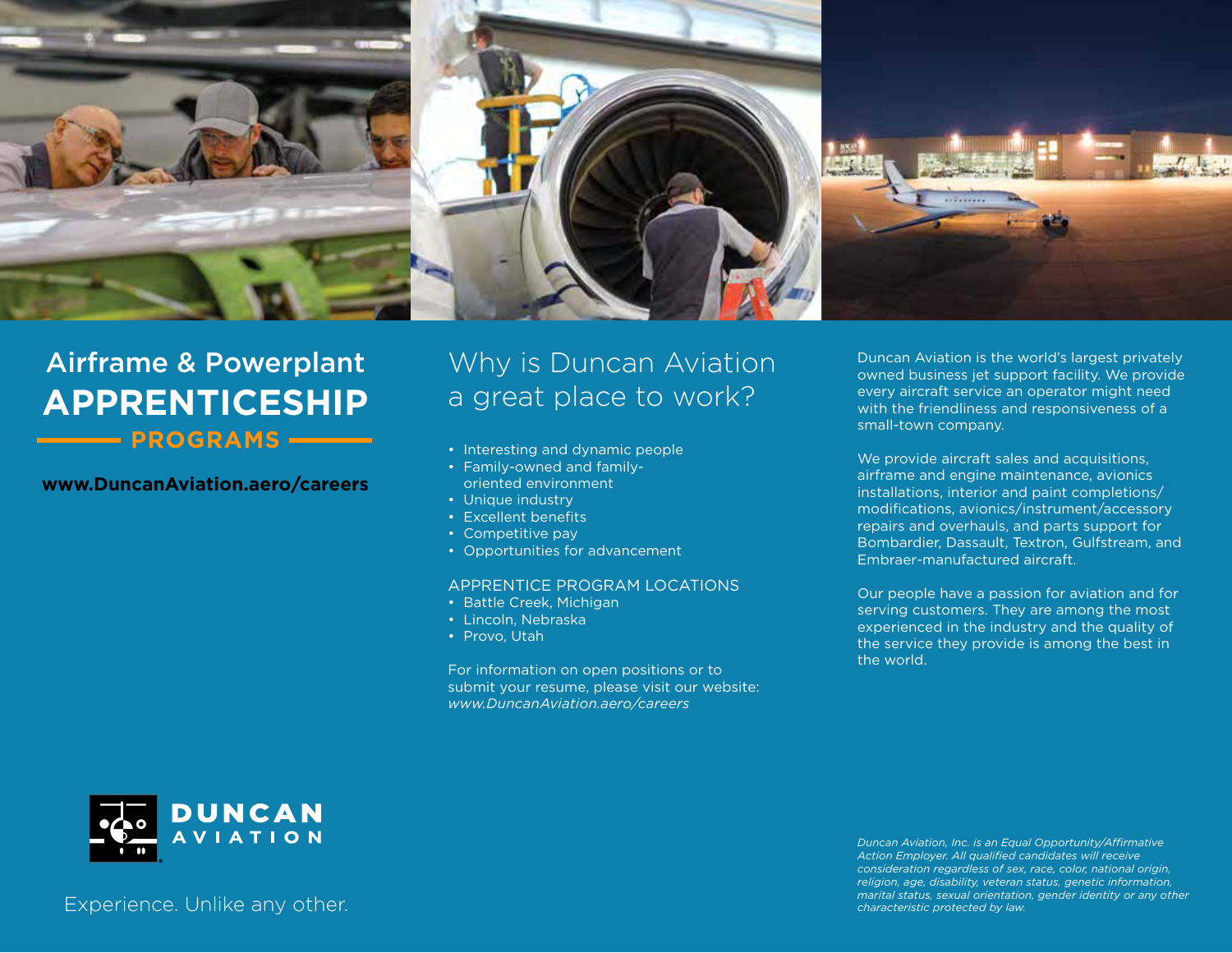# Airframe & Powerplant APPRENTICESHIP PROGRAMS

**www.DuncanAviation.aero/careers**

## Why is Duncan Aviation a great place to work?

- Interesting and dynamic people
- Family-owned and family-oriented environment
- Unique industry
- Excellent benefits
- Competitive pay
- Opportunities for advancement

APPRENTICE PROGRAM LOCATIONS

- Battle Creek, Michigan
- Lincoln, Nebraska
- Provo, Utah

For information on open positions or to submit your resume, please visit our website: *www.DuncanAviation.aero/careers*

Duncan Aviation is the world's largest privately owned business jet support facility. We provide every aircraft service an operator might need with the friendliness and responsiveness of a small-town company.

We provide aircraft sales and acquisitions, airframe and engine maintenance, avionics installations, interior and paint completions/modifications, avionics/instrument/accessory repairs and overhauls, and parts support for Bombardier, Dassault, Textron, Gulfstream, and Embraer-manufactured aircraft.

Our people have a passion for aviation and for serving customers. They are among the most experienced in the industry and the quality of the service they provide is among the best in the world.

DUNCAN AVIATION

Experience. Unlike any other.

*Duncan Aviation, Inc. is an Equal Opportunity/Affirmative Action Employer. All qualified candidates will receive consideration regardless of sex, race, color, national origin, religion, age, disability, veteran status, genetic information, marital status, sexual orientation, gender identity or any other characteristic protected by law.*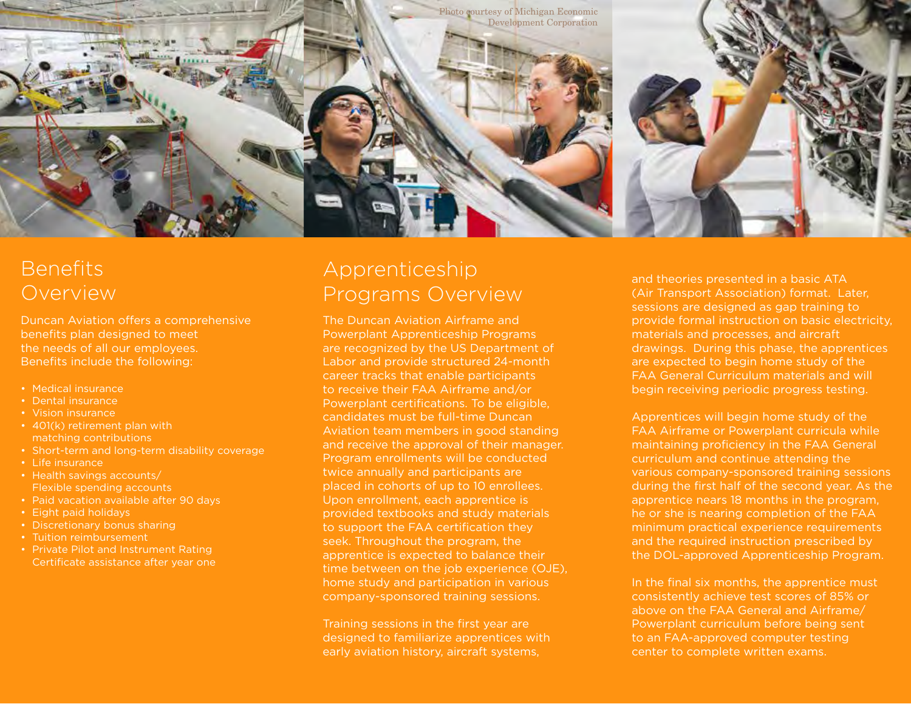Photo courtesy of Michigan Economic Development Corporation

# Benefits Overview

Duncan Aviation offers a comprehensive benefits plan designed to meet the needs of all our employees. Benefits include the following:

- Medical insurance
- Dental insurance
- Vision insurance
- 401(k) retirement plan with matching contributions
- Short-term and long-term disability coverage
- Life insurance
- Health savings accounts/ Flexible spending accounts
- Paid vacation available after 90 days
- Eight paid holidays
- Discretionary bonus sharing
- Tuition reimbursement
- Private Pilot and Instrument Rating Certificate assistance after year one

# Apprenticeship Programs Overview

The Duncan Aviation Airframe and Powerplant Apprenticeship Programs are recognized by the US Department of Labor and provide structured 24-month career tracks that enable participants to receive their FAA Airframe and/or Powerplant certifications. To be eligible, candidates must be full-time Duncan Aviation team members in good standing and receive the approval of their manager. Program enrollments will be conducted twice annually and participants are placed in cohorts of up to 10 enrollees. Upon enrollment, each apprentice is provided textbooks and study materials to support the FAA certification they seek. Throughout the program, the apprentice is expected to balance their time between on the job experience (OJE), home study and participation in various company-sponsored training sessions.

Training sessions in the first year are designed to familiarize apprentices with early aviation history, aircraft systems, and theories presented in a basic ATA (Air Transport Association) format. Later, sessions are designed as gap training to provide formal instruction on basic electricity, materials and processes, and aircraft drawings. During this phase, the apprentices are expected to begin home study of the FAA General Curriculum materials and will begin receiving periodic progress testing.

Apprentices will begin home study of the FAA Airframe or Powerplant curricula while maintaining proficiency in the FAA General curriculum and continue attending the various company-sponsored training sessions during the first half of the second year. As the apprentice nears 18 months in the program, he or she is nearing completion of the FAA minimum practical experience requirements and the required instruction prescribed by the DOL-approved Apprenticeship Program.

In the final six months, the apprentice must consistently achieve test scores of 85% or above on the FAA General and Airframe/ Powerplant curriculum before being sent to an FAA-approved computer testing center to complete written exams.